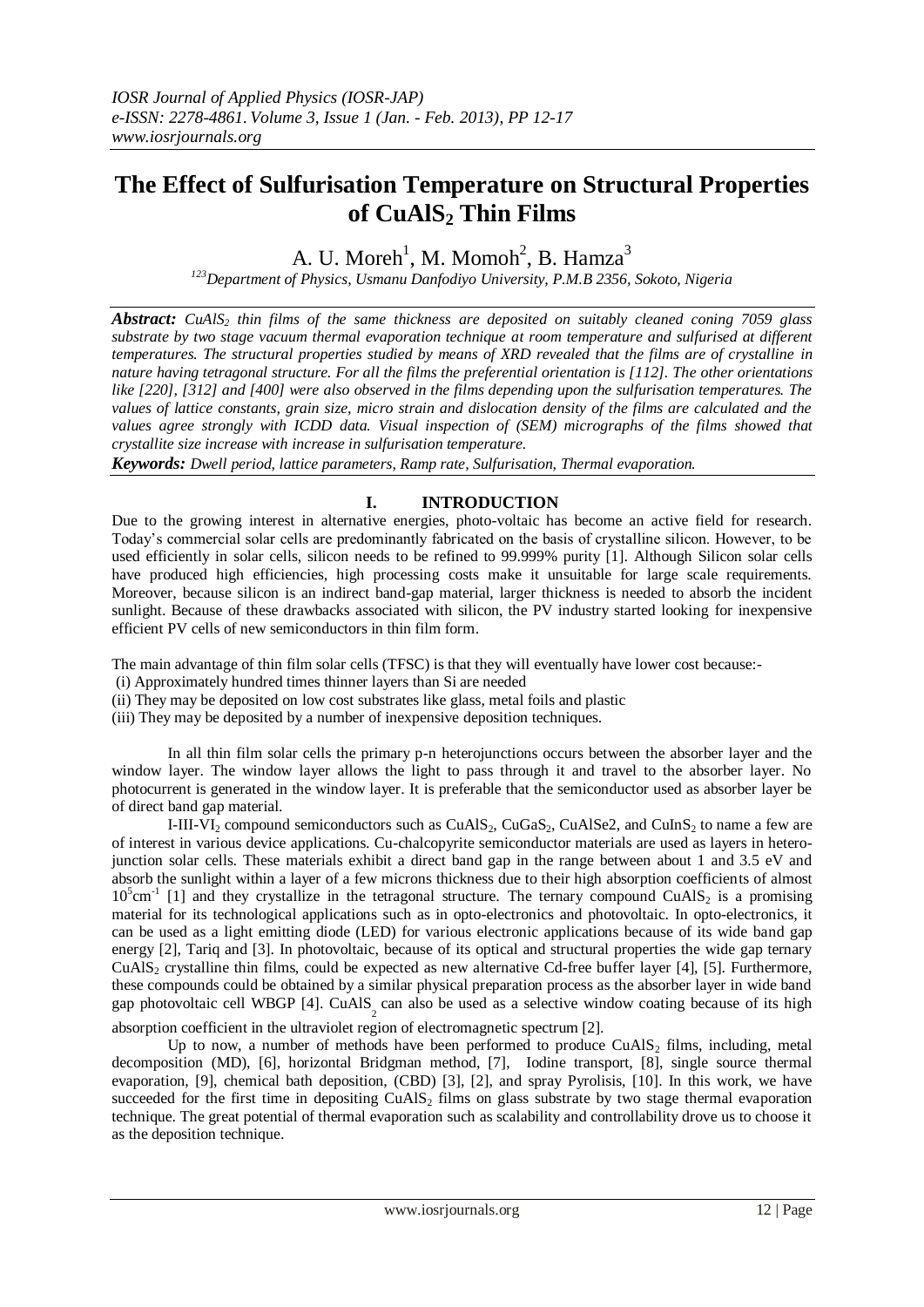# The Effect of Sulfurisation Temperature on Structural Properties of $CuAlS_2$ Thin Films

A. U. Moreh[1], M. Momoh[2], B. Hamza[3]

[123]Department of Physics, Usmanu Danfodiyo University, P.M.B 2356, Sokoto, Nigeria

***Abstract:*** *$CuAlS_2$ thin films of the same thickness are deposited on suitably cleaned coning 7059 glass substrate by two stage vacuum thermal evaporation technique at room temperature and sulfurised at different temperatures. The structural properties studied by means of XRD revealed that the films are of crystalline in nature having tetragonal structure. For all the films the preferential orientation is [112]. The other orientations like [220], [312] and [400] were also observed in the films depending upon the sulfurisation temperatures. The values of lattice constants, grain size, micro strain and dislocation density of the films are calculated and the values agree strongly with ICDD data. Visual inspection of (SEM) micrographs of the films showed that crystallite size increase with increase in sulfurisation temperature.*

***Keywords:*** *Dwell period, lattice parameters, Ramp rate, Sulfurisation, Thermal evaporation.*

## I. INTRODUCTION

Due to the growing interest in alternative energies, photo-voltaic has become an active field for research. Today's commercial solar cells are predominantly fabricated on the basis of crystalline silicon. However, to be used efficiently in solar cells, silicon needs to be refined to 99.999% purity [1]. Although Silicon solar cells have produced high efficiencies, high processing costs make it unsuitable for large scale requirements. Moreover, because silicon is an indirect band-gap material, larger thickness is needed to absorb the incident sunlight. Because of these drawbacks associated with silicon, the PV industry started looking for inexpensive efficient PV cells of new semiconductors in thin film form.

The main advantage of thin film solar cells (TFSC) is that they will eventually have lower cost because:-

(i) Approximately hundred times thinner layers than Si are needed
(ii) They may be deposited on low cost substrates like glass, metal foils and plastic
(iii) They may be deposited by a number of inexpensive deposition techniques.

In all thin film solar cells the primary p-n heterojunctions occurs between the absorber layer and the window layer. The window layer allows the light to pass through it and travel to the absorber layer. No photocurrent is generated in the window layer. It is preferable that the semiconductor used as absorber layer be of direct band gap material.

I-III-$VI_2$ compound semiconductors such as $CuAlS_2$, $CuGaS_2$, CuAlSe2, and $CuInS_2$ to name a few are of interest in various device applications. Cu-chalcopyrite semiconductor materials are used as layers in hetero-junction solar cells. These materials exhibit a direct band gap in the range between about 1 and 3.5 eV and absorb the sunlight within a layer of a few microns thickness due to their high absorption coefficients of almost $10^5 cm^{-1}$ [1] and they crystallize in the tetragonal structure. The ternary compound $CuAlS_2$ is a promising material for its technological applications such as in opto-electronics and photovoltaic. In opto-electronics, it can be used as a light emitting diode (LED) for various electronic applications because of its wide band gap energy [2], Tariq and [3]. In photovoltaic, because of its optical and structural properties the wide gap ternary $CuAlS_2$ crystalline thin films, could be expected as new alternative Cd-free buffer layer [4], [5]. Furthermore, these compounds could be obtained by a similar physical preparation process as the absorber layer in wide band gap photovoltaic cell WBGP [4]. $CuAlS_2$ can also be used as a selective window coating because of its high absorption coefficient in the ultraviolet region of electromagnetic spectrum [2].

Up to now, a number of methods have been performed to produce $CuAlS_2$ films, including, metal decomposition (MD), [6], horizontal Bridgman method, [7], Iodine transport, [8], single source thermal evaporation, [9], chemical bath deposition, (CBD) [3], [2], and spray Pyrolisis, [10]. In this work, we have succeeded for the first time in depositing $CuAlS_2$ films on glass substrate by two stage thermal evaporation technique. The great potential of thermal evaporation such as scalability and controllability drove us to choose it as the deposition technique.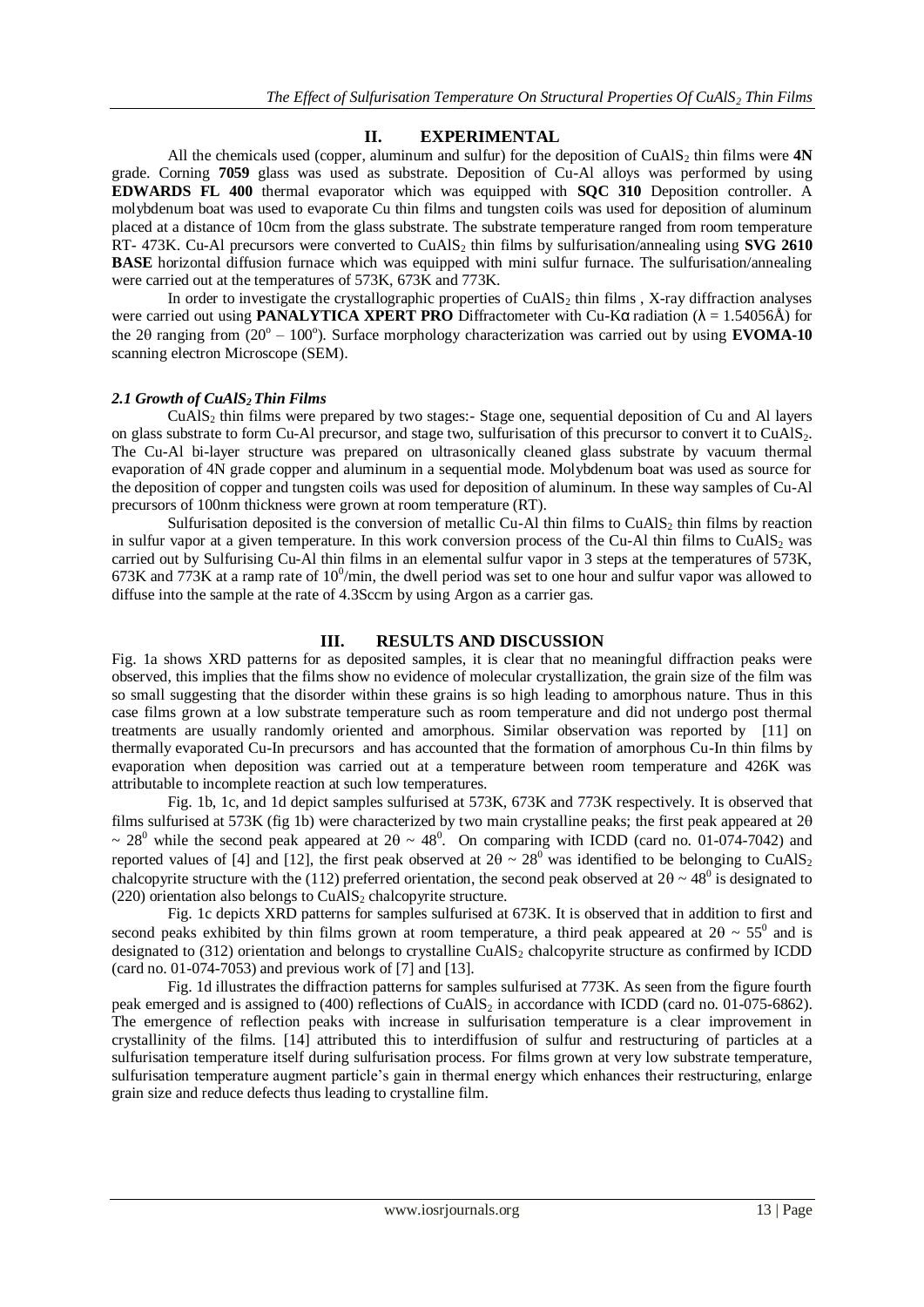## II. EXPERIMENTAL

All the chemicals used (copper, aluminum and sulfur) for the deposition of $CuAlS_2$ thin films were **4N** grade. Corning **7059** glass was used as substrate. Deposition of Cu-Al alloys was performed by using **EDWARDS FL 400** thermal evaporator which was equipped with **SQC 310** Deposition controller. A molybdenum boat was used to evaporate Cu thin films and tungsten coils was used for deposition of aluminum placed at a distance of 10cm from the glass substrate. The substrate temperature ranged from room temperature RT- 473K. Cu-Al precursors were converted to $CuAlS_2$ thin films by sulfurisation/annealing using **SVG 2610 BASE** horizontal diffusion furnace which was equipped with mini sulfur furnace. The sulfurisation/annealing were carried out at the temperatures of 573K, 673K and 773K.

In order to investigate the crystallographic properties of $CuAlS_2$ thin films , X-ray diffraction analyses were carried out using **PANALYTICA XPERT PRO** Diffractometer with Cu-Kα radiation ($\lambda$ = 1.54056Å) for the 2θ ranging from ($20^o$ – $100^o$). Surface morphology characterization was carried out by using **EVOMA-10** scanning electron Microscope (SEM).

### *2.1 Growth of $CuAlS_2$ Thin Films*

$CuAlS_2$ thin films were prepared by two stages:- Stage one, sequential deposition of Cu and Al layers on glass substrate to form Cu-Al precursor, and stage two, sulfurisation of this precursor to convert it to $CuAlS_2$. The Cu-Al bi-layer structure was prepared on ultrasonically cleaned glass substrate by vacuum thermal evaporation of 4N grade copper and aluminum in a sequential mode. Molybdenum boat was used as source for the deposition of copper and tungsten coils was used for deposition of aluminum. In these way samples of Cu-Al precursors of 100nm thickness were grown at room temperature (RT).

Sulfurisation deposited is the conversion of metallic Cu-Al thin films to $CuAlS_2$ thin films by reaction in sulfur vapor at a given temperature. In this work conversion process of the Cu-Al thin films to $CuAlS_2$ was carried out by Sulfurising Cu-Al thin films in an elemental sulfur vapor in 3 steps at the temperatures of 573K, 673K and 773K at a ramp rate of $10^0$/min, the dwell period was set to one hour and sulfur vapor was allowed to diffuse into the sample at the rate of 4.3Sccm by using Argon as a carrier gas.

## III. RESULTS AND DISCUSSION

Fig. 1a shows XRD patterns for as deposited samples, it is clear that no meaningful diffraction peaks were observed, this implies that the films show no evidence of molecular crystallization, the grain size of the film was so small suggesting that the disorder within these grains is so high leading to amorphous nature. Thus in this case films grown at a low substrate temperature such as room temperature and did not undergo post thermal treatments are usually randomly oriented and amorphous. Similar observation was reported by [11] on thermally evaporated Cu-In precursors and has accounted that the formation of amorphous Cu-In thin films by evaporation when deposition was carried out at a temperature between room temperature and 426K was attributable to incomplete reaction at such low temperatures.

Fig. 1b, 1c, and 1d depict samples sulfurised at 573K, 673K and 773K respectively. It is observed that films sulfurised at 573K (fig 1b) were characterized by two main crystalline peaks; the first peak appeared at 2θ ~ $28^0$ while the second peak appeared at 2θ ~ $48^0$. On comparing with ICDD (card no. 01-074-7042) and reported values of [4] and [12], the first peak observed at 2θ ~ $28^0$ was identified to be belonging to $CuAlS_2$ chalcopyrite structure with the (112) preferred orientation, the second peak observed at 2θ ~ $48^0$ is designated to (220) orientation also belongs to $CuAlS_2$ chalcopyrite structure.

Fig. 1c depicts XRD patterns for samples sulfurised at 673K. It is observed that in addition to first and second peaks exhibited by thin films grown at room temperature, a third peak appeared at 2θ ~ $55^0$ and is designated to (312) orientation and belongs to crystalline $CuAlS_2$ chalcopyrite structure as confirmed by ICDD (card no. 01-074-7053) and previous work of [7] and [13].

Fig. 1d illustrates the diffraction patterns for samples sulfurised at 773K. As seen from the figure fourth peak emerged and is assigned to (400) reflections of $CuAlS_2$ in accordance with ICDD (card no. 01-075-6862). The emergence of reflection peaks with increase in sulfurisation temperature is a clear improvement in crystallinity of the films. [14] attributed this to interdiffusion of sulfur and restructuring of particles at a sulfurisation temperature itself during sulfurisation process. For films grown at very low substrate temperature, sulfurisation temperature augment particle's gain in thermal energy which enhances their restructuring, enlarge grain size and reduce defects thus leading to crystalline film.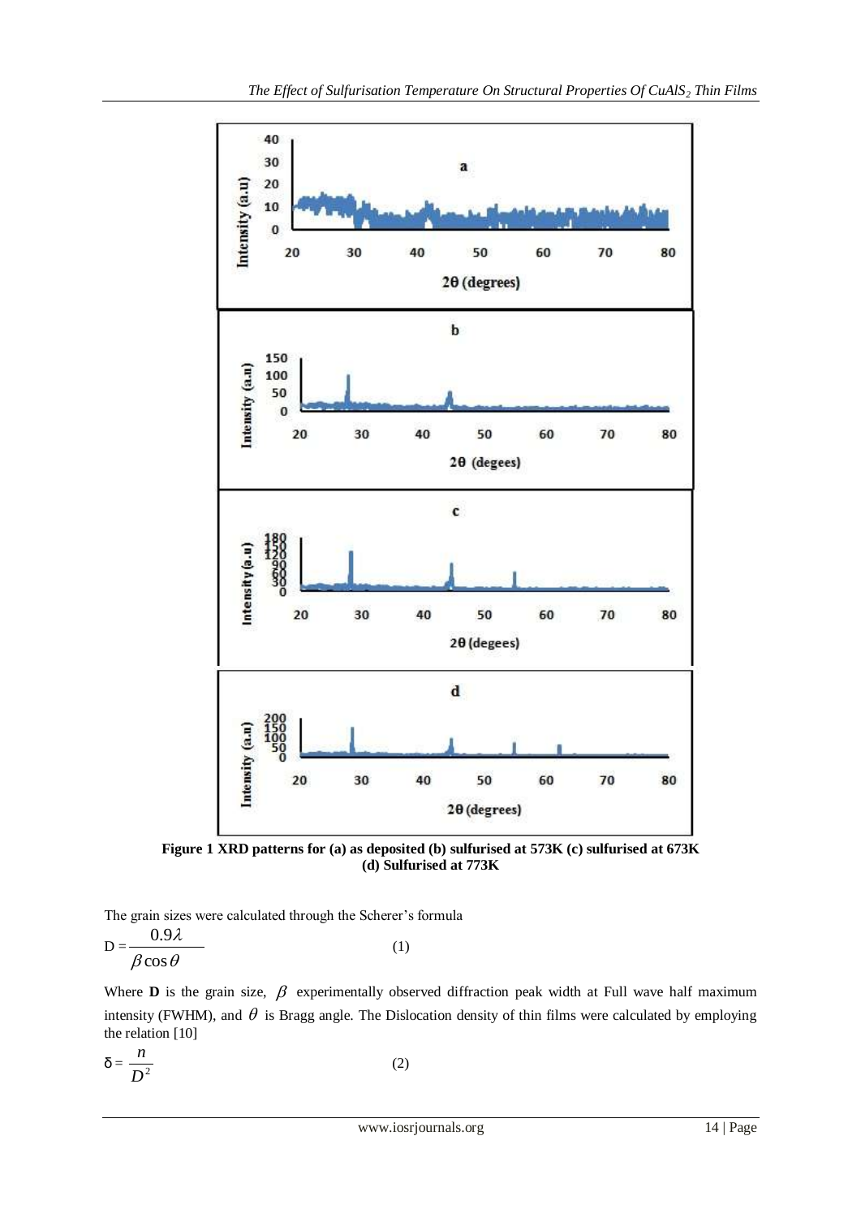**Figure 1 XRD patterns for (a) as deposited (b) sulfurised at 573K (c) sulfurised at 673K (d) Sulfurised at 773K**

The grain sizes were calculated through the Scherer's formula

$$D = \frac{0.9\lambda}{\beta \cos\theta} \qquad (1)$$

Where **D** is the grain size, $\beta$ experimentally observed diffraction peak width at Full wave half maximum intensity (FWHM), and $\theta$ is Bragg angle. The Dislocation density of thin films were calculated by employing the relation [10]

$$\delta = \frac{n}{D^2} \qquad (2)$$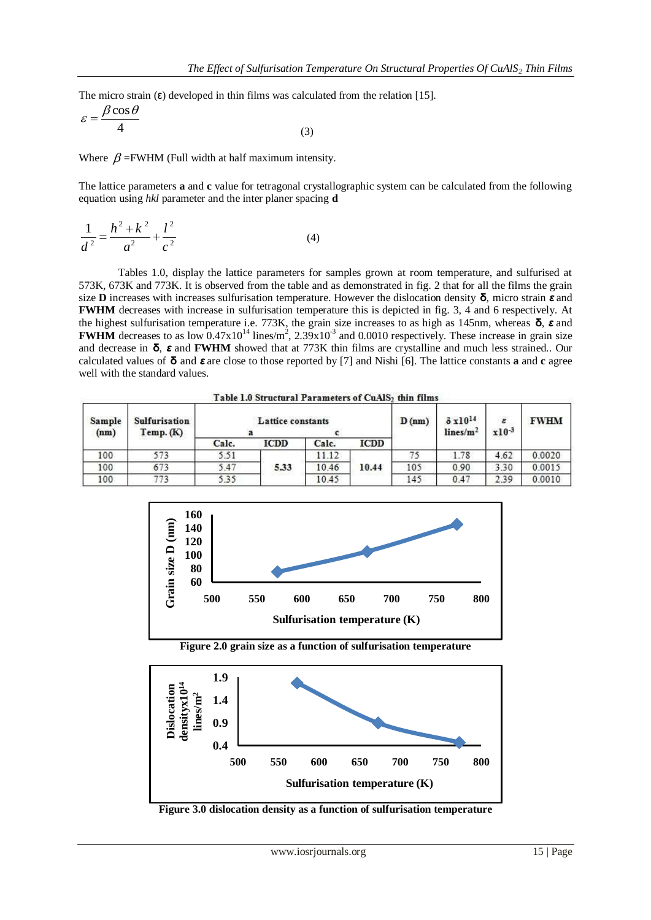The micro strain (ε) developed in thin films was calculated from the relation [15].

$$\varepsilon = \frac{\beta \cos\theta}{4} \qquad (3)$$

Where $\beta$ =FWHM (Full width at half maximum intensity.

The lattice parameters **a** and **c** value for tetragonal crystallographic system can be calculated from the following equation using *hkl* parameter and the inter planer spacing **d**

$$\frac{1}{d^2} = \frac{h^2 + k^2}{a^2} + \frac{l^2}{c^2} \qquad (4)$$

Tables 1.0, display the lattice parameters for samples grown at room temperature, and sulfurised at 573K, 673K and 773K. It is observed from the table and as demonstrated in fig. 2 that for all the films the grain size **D** increases with increases sulfurisation temperature. However the dislocation density **δ**, micro strain ***ε*** and **FWHM** decreases with increase in sulfurisation temperature this is depicted in fig. 3, 4 and 6 respectively. At the highest sulfurisation temperature i.e. 773K, the grain size increases to as high as 145nm, whereas **δ**, ***ε*** and **FWHM** decreases to as low $0.47\times10^{14}$ lines/m$^2$, $2.39\times10^{-3}$ and 0.0010 respectively. These increase in grain size and decrease in **δ**, ***ε*** and **FWHM** showed that at 773K thin films are crystalline and much less strained.. Our calculated values of **δ** and ***ε*** are close to those reported by [7] and Nishi [6]. The lattice constants **a** and **c** agree well with the standard values.

**Table 1.0 Structural Parameters of $CuAlS_2$ thin films**

| Sample (nm) | Sulfurisation Temp. (K) | Lattice constants a | | Lattice constants c | | D (nm) | $\delta\times10^{14}$ lines/m$^2$ | $\varepsilon$ $\times10^{-3}$ | FWHM |
|---|---|---|---|---|---|---|---|---|---|
| | | Calc. | ICDD | Calc. | ICDD | | | | |
| 100 | 573 | 5.51 | 5.33 | 11.12 | 10.44 | 75 | 1.78 | 4.62 | 0.0020 |
| 100 | 673 | 5.47 | | 10.46 | | 105 | 0.90 | 3.30 | 0.0015 |
| 100 | 773 | 5.35 | | 10.45 | | 145 | 0.47 | 2.39 | 0.0010 |

**Figure 2.0 grain size as a function of sulfurisation temperature**

**Figure 3.0 dislocation density as a function of sulfurisation temperature**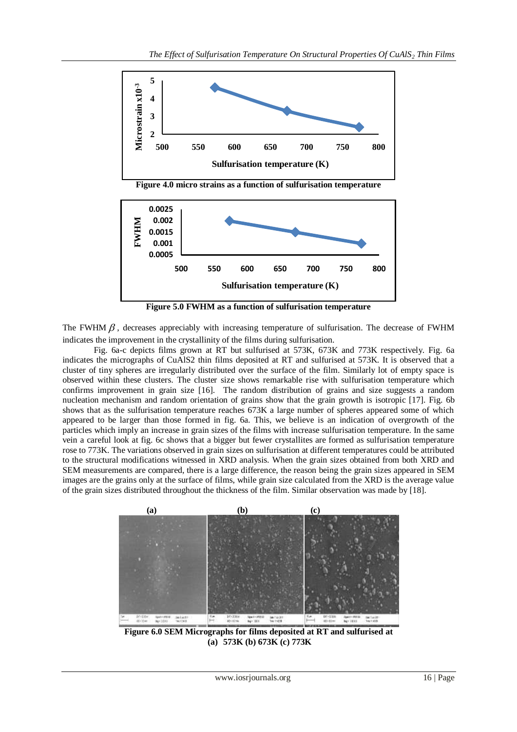Figure 4.0 micro strains as a function of sulfurisation temperature

Figure 5.0 FWHM as a function of sulfurisation temperature

The FWHM $\beta$, decreases appreciably with increasing temperature of sulfurisation. The decrease of FWHM indicates the improvement in the crystallinity of the films during sulfurisation.

Fig. 6a-c depicts films grown at RT but sulfurised at 573K, 673K and 773K respectively. Fig. 6a indicates the micrographs of $CuAlS_2$ thin films deposited at RT and sulfurised at 573K. It is observed that a cluster of tiny spheres are irregularly distributed over the surface of the film. Similarly lot of empty space is observed within these clusters. The cluster size shows remarkable rise with sulfurisation temperature which confirms improvement in grain size [16]. The random distribution of grains and size suggests a random nucleation mechanism and random orientation of grains show that the grain growth is isotropic [17]. Fig. 6b shows that as the sulfurisation temperature reaches 673K a large number of spheres appeared some of which appeared to be larger than those formed in fig. 6a. This, we believe is an indication of overgrowth of the particles which imply an increase in grain sizes of the films with increase sulfurisation temperature. In the same vein a careful look at fig. 6c shows that a bigger but fewer crystallites are formed as sulfurisation temperature rose to 773K. The variations observed in grain sizes on sulfurisation at different temperatures could be attributed to the structural modifications witnessed in XRD analysis. When the grain sizes obtained from both XRD and SEM measurements are compared, there is a large difference, the reason being the grain sizes appeared in SEM images are the grains only at the surface of films, while grain size calculated from the XRD is the average value of the grain sizes distributed throughout the thickness of the film. Similar observation was made by [18].

Figure 6.0 SEM Micrographs for films deposited at RT and sulfurised at (a) 573K (b) 673K (c) 773K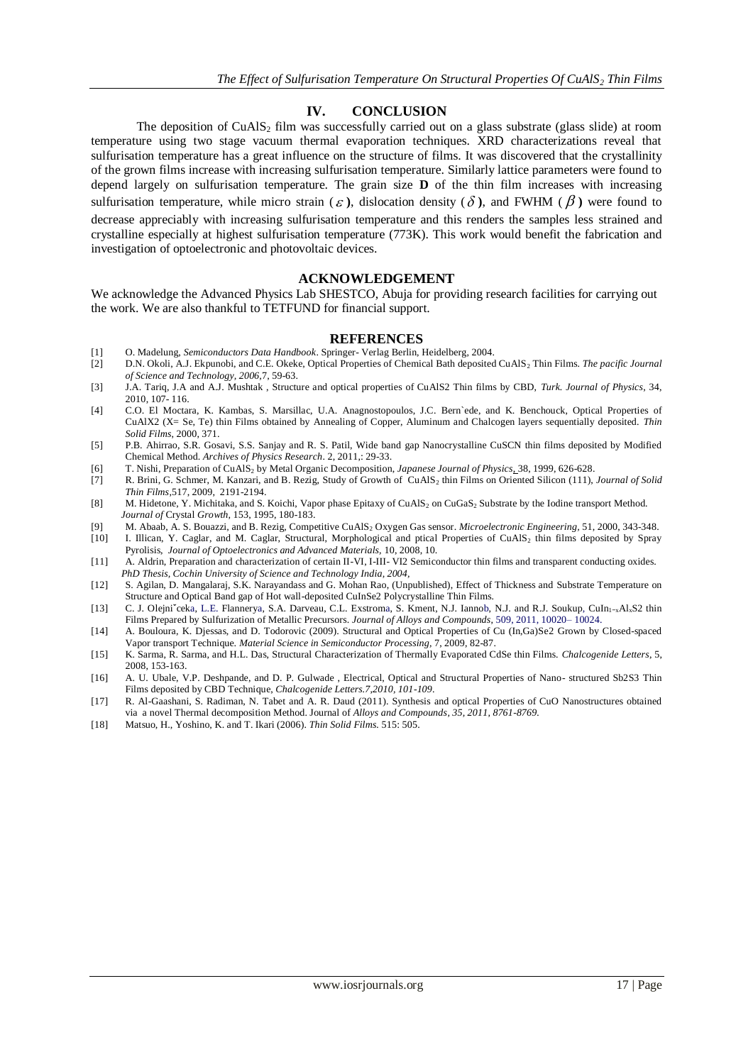## IV. CONCLUSION

The deposition of $CuAlS_2$ film was successfully carried out on a glass substrate (glass slide) at room temperature using two stage vacuum thermal evaporation techniques. XRD characterizations reveal that sulfurisation temperature has a great influence on the structure of films. It was discovered that the crystallinity of the grown films increase with increasing sulfurisation temperature. Similarly lattice parameters were found to depend largely on sulfurisation temperature. The grain size **D** of the thin film increases with increasing sulfurisation temperature, while micro strain ($\varepsilon$), dislocation density ($\delta$), and FWHM ($\beta$) were found to decrease appreciably with increasing sulfurisation temperature and this renders the samples less strained and crystalline especially at highest sulfurisation temperature (773K). This work would benefit the fabrication and investigation of optoelectronic and photovoltaic devices.

## ACKNOWLEDGEMENT

We acknowledge the Advanced Physics Lab SHESTCO, Abuja for providing research facilities for carrying out the work. We are also thankful to TETFUND for financial support.

## REFERENCES

[1] O. Madelung, *Semiconductors Data Handbook*. Springer- Verlag Berlin, Heidelberg, 2004.

[2] D.N. Okoli, A.J. Ekpunobi, and C.E. Okeke, Optical Properties of Chemical Bath deposited $CuAlS_2$ Thin Films. *The pacific Journal of Science and Technology, 2006,*7, 59-63.

[3] J.A. Tariq, J.A and A.J. Mushtak , Structure and optical properties of CuAlS2 Thin films by CBD, *Turk. Journal of Physics*, 34, 2010, 107- 116.

[4] C.O. El Moctara, K. Kambas, S. Marsillac, U.A. Anagnostopoulos, J.C. Bern`ede, and K. Benchouck, Optical Properties of CuAlX2 (X= Se, Te) thin Films obtained by Annealing of Copper, Aluminum and Chalcogen layers sequentially deposited. *Thin Solid Films*, 2000, 371.

[5] P.B. Ahirrao, S.R. Gosavi, S.S. Sanjay and R. S. Patil, Wide band gap Nanocrystalline CuSCN thin films deposited by Modified Chemical Method. *Archives of Physics Research*. 2, 2011,: 29-33.

[6] T. Nishi, Preparation of $CuAlS_2$ by Metal Organic Decomposition, *Japanese Journal of Physics*, 38, 1999, 626-628.

[7] R. Brini, G. Schmer, M. Kanzari, and B. Rezig, Study of Growth of $CuAlS_2$ thin Films on Oriented Silicon (111), *Journal of Solid Thin Films*,517, 2009, 2191-2194.

[8] M. Hidetone, Y. Michitaka, and S. Koichi, Vapor phase Epitaxy of $CuAlS_2$ on $CuGaS_2$ Substrate by the Iodine transport Method. *Journal of* Crystal *Growth*, 153, 1995, 180-183.

[9] M. Abaab, A. S. Bouazzi, and B. Rezig, Competitive $CuAlS_2$ Oxygen Gas sensor. *Microelectronic Engineering*, 51, 2000, 343-348.

[10] I. Illican, Y. Caglar, and M. Caglar, Structural, Morphological and ptical Properties of $CuAlS_2$ thin films deposited by Spray Pyrolisis, *Journal of Optoelectronics and Advanced Materials*, 10, 2008, 10.

[11] A. Aldrin, Preparation and characterization of certain II-VI, I-III- VI2 Semiconductor thin films and transparent conducting oxides. *PhD Thesis, Cochin University of Science and Technology India, 2004,*

[12] S. Agilan, D. Mangalaraj, S.K. Narayandass and G. Mohan Rao, (Unpublished), Effect of Thickness and Substrate Temperature on Structure and Optical Band gap of Hot wall-deposited CuInSe2 Polycrystalline Thin Films.

[13] C. J. Olejniˇceka, L.E. Flannerya, S.A. Darveau, C.L. Exstroma, S. Kment, N.J. Iannob, N.J. and R.J. Soukup, $CuIn_{1-x}Al_xS2$ thin Films Prepared by Sulfurization of Metallic Precursors. *Journal of Alloys and Compounds*, 509, 2011, 10020– 10024.

[14] A. Bouloura, K. Djessas, and D. Todorovic (2009). Structural and Optical Properties of Cu (In,Ga)Se2 Grown by Closed-spaced Vapor transport Technique. *Material Science in Semiconductor Processing*, 7, 2009, 82-87.

[15] K. Sarma, R. Sarma, and H.L. Das, Structural Characterization of Thermally Evaporated CdSe thin Films. *Chalcogenide Letters*, 5, 2008, 153-163.

[16] A. U. Ubale, V.P. Deshpande, and D. P. Gulwade , Electrical, Optical and Structural Properties of Nano- structured Sb2S3 Thin Films deposited by CBD Technique, *Chalcogenide Letters.7,2010, 101-109*.

[17] R. Al-Gaashani, S. Radiman, N. Tabet and A. R. Daud (2011). Synthesis and optical Properties of CuO Nanostructures obtained via a novel Thermal decomposition Method. Journal of *Alloys and Compounds, 35, 2011, 8761-8769.*

[18] Matsuo, H., Yoshino, K. and T. Ikari (2006). *Thin Solid Films.* 515: 505.